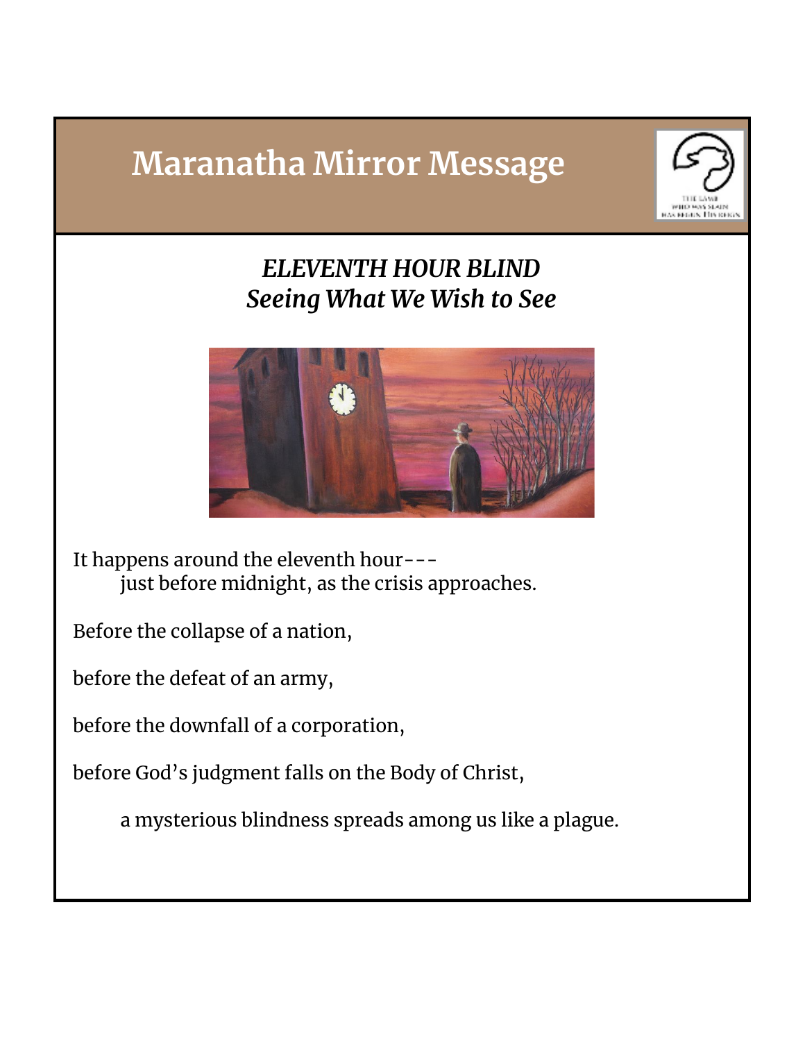# Maranatha Mirror Message

## *ELEVENTH HOUR BLIND*
## *Seeing What We Wish to See*

It happens around the eleventh hour---
just before midnight, as the crisis approaches.

Before the collapse of a nation,

before the defeat of an army,

before the downfall of a corporation,

before God's judgment falls on the Body of Christ,

a mysterious blindness spreads among us like a plague.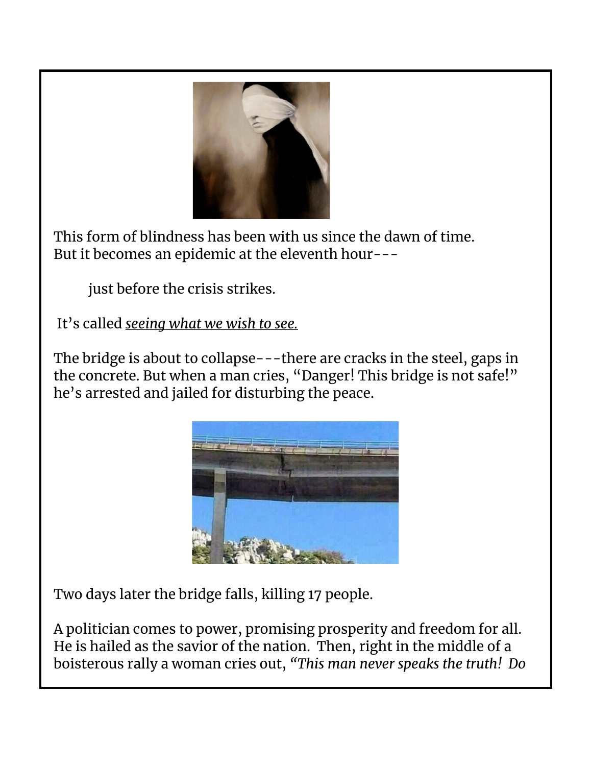This form of blindness has been with us since the dawn of time.
But it becomes an epidemic at the eleventh hour---

just before the crisis strikes.

It's called *seeing what we wish to see.*

The bridge is about to collapse---there are cracks in the steel, gaps in the concrete. But when a man cries, "Danger! This bridge is not safe!" he's arrested and jailed for disturbing the peace.

Two days later the bridge falls, killing 17 people.

A politician comes to power, promising prosperity and freedom for all. He is hailed as the savior of the nation. Then, right in the middle of a boisterous rally a woman cries out, *"This man never speaks the truth! Do*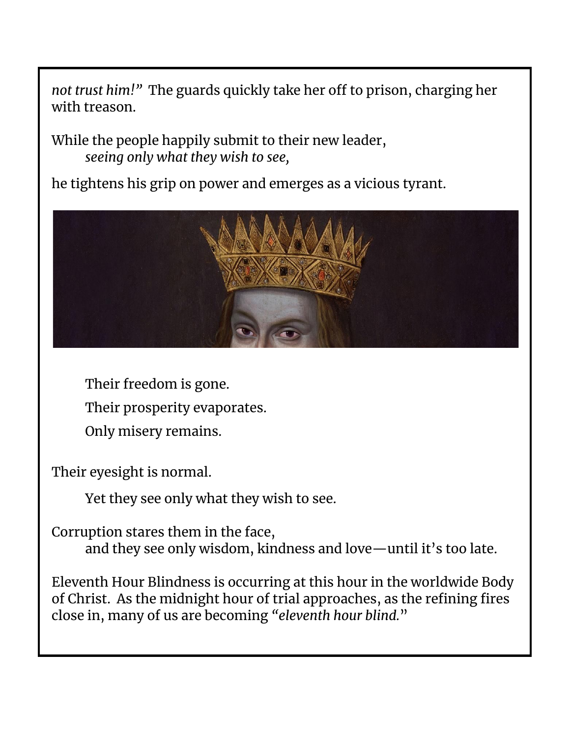*not trust him!"* The guards quickly take her off to prison, charging her with treason.

While the people happily submit to their new leader,
*seeing only what they wish to see,*

he tightens his grip on power and emerges as a vicious tyrant.

Their freedom is gone.

Their prosperity evaporates.

Only misery remains.

Their eyesight is normal.

Yet they see only what they wish to see.

Corruption stares them in the face,
and they see only wisdom, kindness and love—until it's too late.

Eleventh Hour Blindness is occurring at this hour in the worldwide Body of Christ. As the midnight hour of trial approaches, as the refining fires close in, many of us are becoming *"eleventh hour blind."*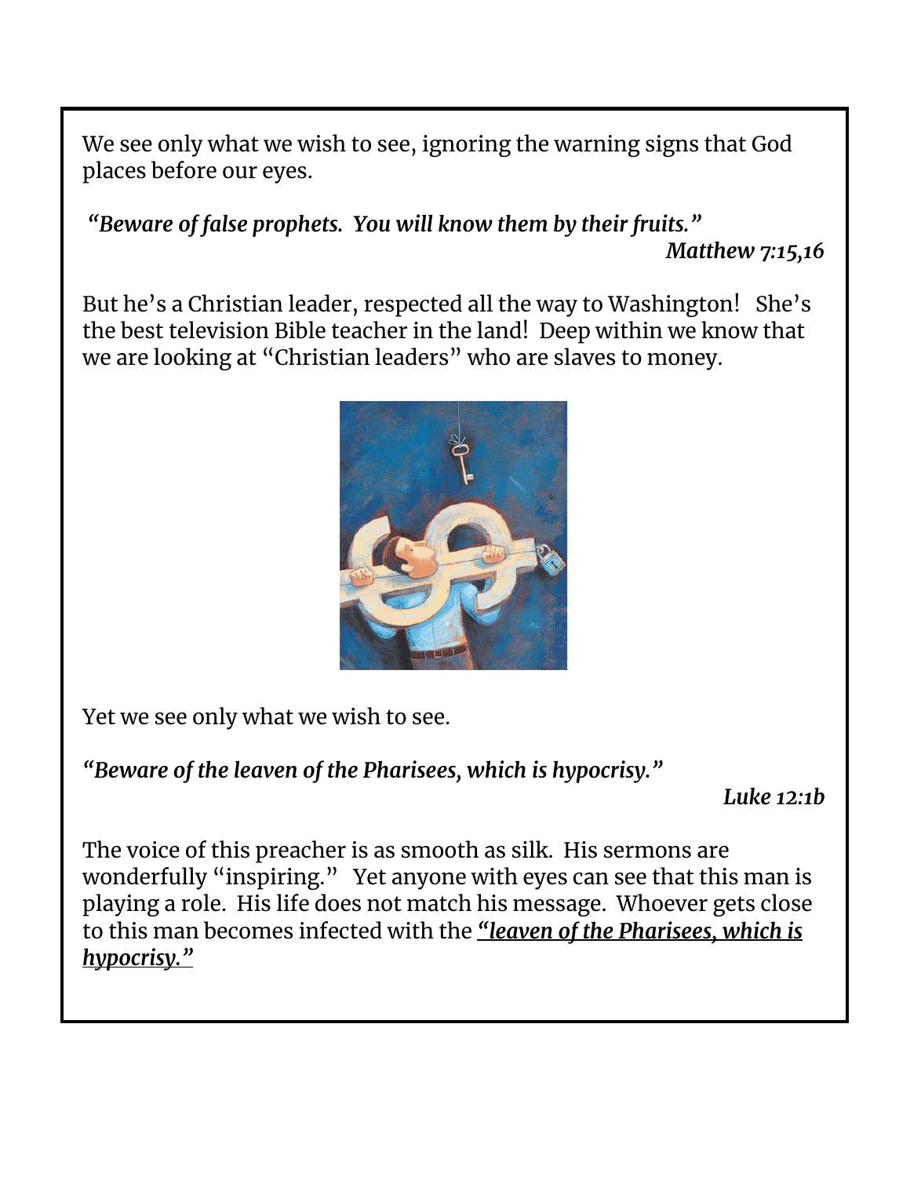We see only what we wish to see, ignoring the warning signs that God places before our eyes.

*"Beware of false prophets. You will know them by their fruits."*
***Matthew 7:15,16***

But he's a Christian leader, respected all the way to Washington! She's the best television Bible teacher in the land! Deep within we know that we are looking at "Christian leaders" who are slaves to money.

Yet we see only what we wish to see.

***"Beware of the leaven of the Pharisees, which is hypocrisy."***
***Luke 12:1b***

The voice of this preacher is as smooth as silk. His sermons are wonderfully "inspiring." Yet anyone with eyes can see that this man is playing a role. His life does not match his message. Whoever gets close to this man becomes infected with the ***"leaven of the Pharisees, which is hypocrisy."***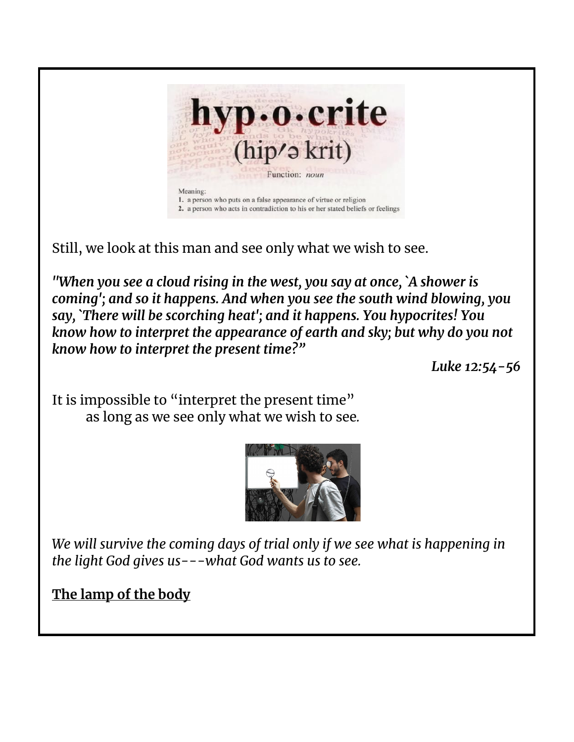Still, we look at this man and see only what we wish to see.

***"When you see a cloud rising in the west, you say at once, `A shower is coming'; and so it happens. And when you see the south wind blowing, you say, `There will be scorching heat'; and it happens. You hypocrites! You know how to interpret the appearance of earth and sky; but why do you not know how to interpret the present time?"***

*Luke 12:54-56*

It is impossible to "interpret the present time"
as long as we see only what we wish to see.

*We will survive the coming days of trial only if we see what is happening in the light God gives us---what God wants us to see.*

**The lamp of the body**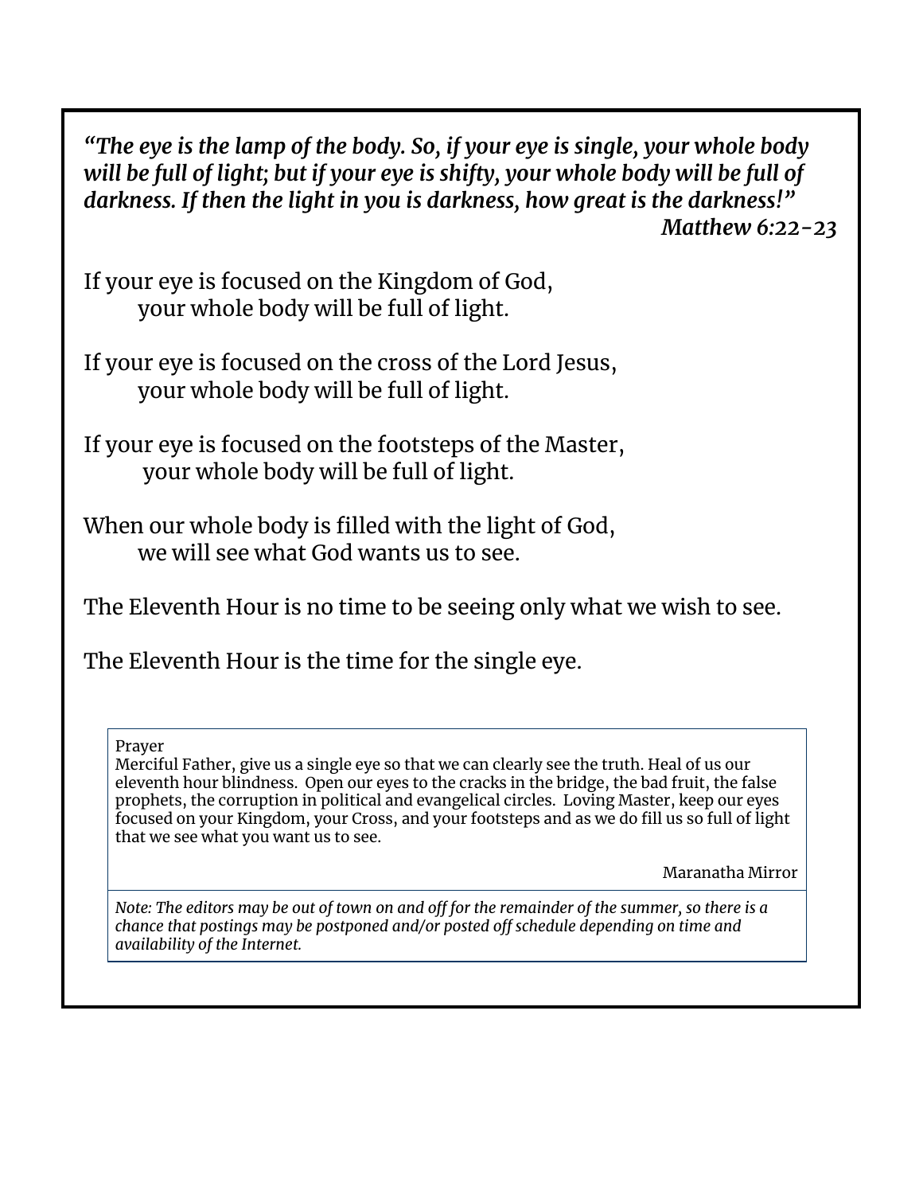***"The eye is the lamp of the body. So, if your eye is single, your whole body will be full of light; but if your eye is shifty, your whole body will be full of darkness. If then the light in you is darkness, how great is the darkness!"***

***Matthew 6:22-23***

If your eye is focused on the Kingdom of God,
your whole body will be full of light.

If your eye is focused on the cross of the Lord Jesus,
your whole body will be full of light.

If your eye is focused on the footsteps of the Master,
your whole body will be full of light.

When our whole body is filled with the light of God,
we will see what God wants us to see.

The Eleventh Hour is no time to be seeing only what we wish to see.

The Eleventh Hour is the time for the single eye.

Prayer
Merciful Father, give us a single eye so that we can clearly see the truth. Heal of us our eleventh hour blindness. Open our eyes to the cracks in the bridge, the bad fruit, the false prophets, the corruption in political and evangelical circles. Loving Master, keep our eyes focused on your Kingdom, your Cross, and your footsteps and as we do fill us so full of light that we see what you want us to see.

Maranatha Mirror

*Note: The editors may be out of town on and off for the remainder of the summer, so there is a chance that postings may be postponed and/or posted off schedule depending on time and availability of the Internet.*